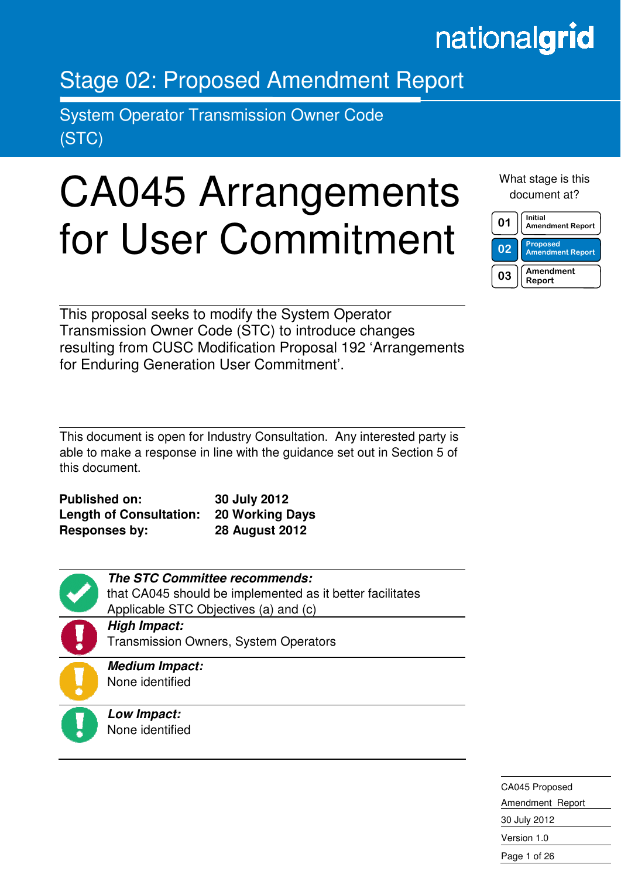nationalgrid

# Stage 02: Proposed Amendment Report

## System Operator Transmission Owner Code (STC)

# CA045 Arrangements for User Commitment

What stage is this document at?

| | |
|---|---|
| 01 | Initial Amendment Report |
| **02** | **Proposed Amendment Report** |
| 03 | Amendment Report |

This proposal seeks to modify the System Operator Transmission Owner Code (STC) to introduce changes resulting from CUSC Modification Proposal 192 'Arrangements for Enduring Generation User Commitment'.

This document is open for Industry Consultation. Any interested party is able to make a response in line with the guidance set out in Section 5 of this document.

| | |
|---|---|
| **Published on:** | **30 July 2012** |
| **Length of Consultation:** | **20 Working Days** |
| **Responses by:** | **28 August 2012** |

***The STC Committee recommends:***
that CA045 should be implemented as it better facilitates Applicable STC Objectives (a) and (c)

***High Impact:***
Transmission Owners, System Operators

***Medium Impact:***
None identified

***Low Impact:***
None identified

CA045 Proposed Amendment Report
30 July 2012
Version 1.0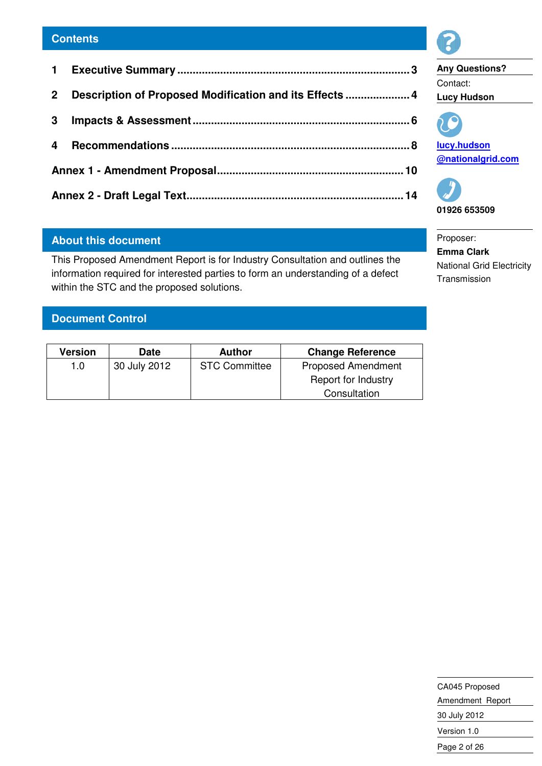## Contents

1 **Executive Summary** ........................................................................ 3

2 **Description of Proposed Modification and its Effects** ..................... 4

3 **Impacts & Assessment** ..................................................................... 6

4 **Recommendations** ............................................................................. 8

**Annex 1 - Amendment Proposal** ............................................................ 10

**Annex 2 - Draft Legal Text** ...................................................................... 14

## About this document

This Proposed Amendment Report is for Industry Consultation and outlines the information required for interested parties to form an understanding of a defect within the STC and the proposed solutions.

## Document Control

| Version | Date | Author | Change Reference |
|---|---|---|---|
| 1.0 | 30 July 2012 | STC Committee | Proposed Amendment Report for Industry Consultation |

**Any Questions?**

Contact:

**Lucy Hudson**

**lucy.hudson@nationalgrid.com**

**01926 653509**

Proposer:

**Emma Clark**

National Grid Electricity Transmission

CA045 Proposed Amendment Report

30 July 2012

Version 1.0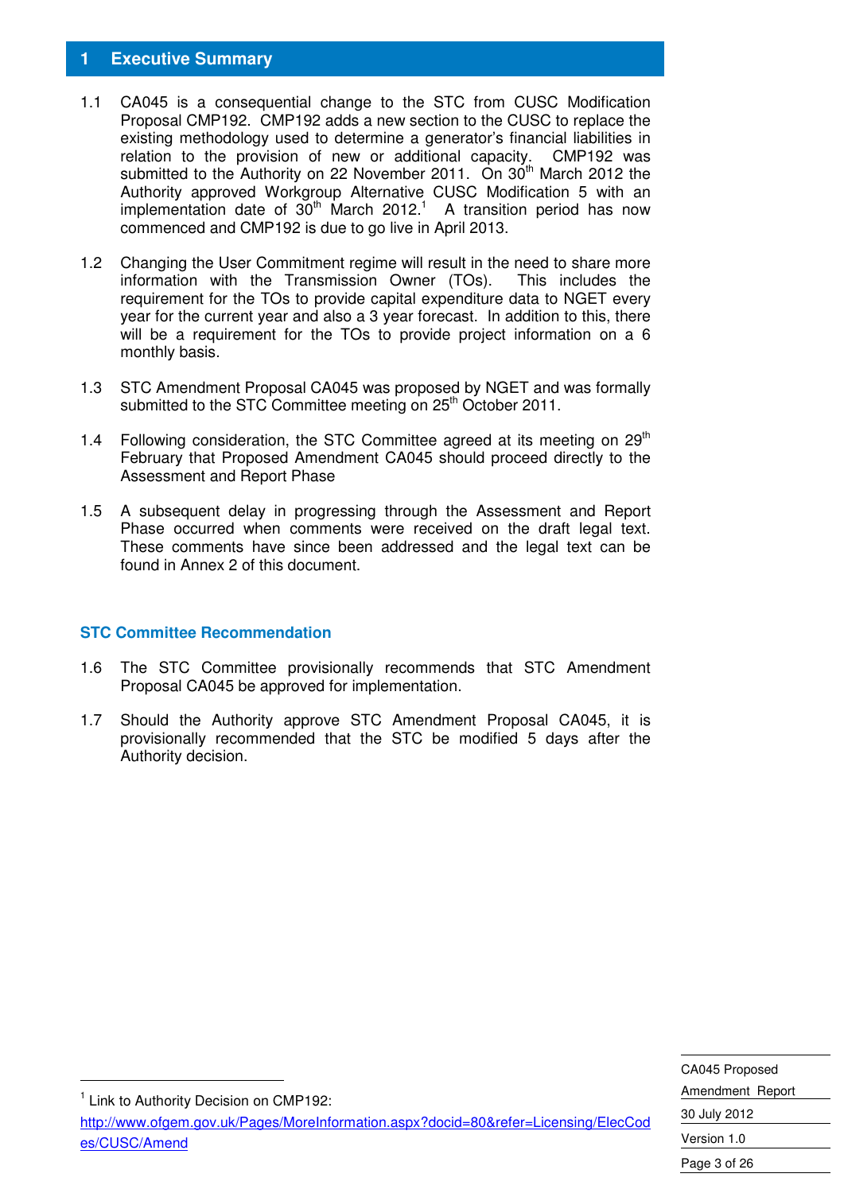# 1 Executive Summary

1.1 CA045 is a consequential change to the STC from CUSC Modification Proposal CMP192. CMP192 adds a new section to the CUSC to replace the existing methodology used to determine a generator's financial liabilities in relation to the provision of new or additional capacity. CMP192 was submitted to the Authority on 22 November 2011. On 30th March 2012 the Authority approved Workgroup Alternative CUSC Modification 5 with an implementation date of 30th March 2012.[1] A transition period has now commenced and CMP192 is due to go live in April 2013.

1.2 Changing the User Commitment regime will result in the need to share more information with the Transmission Owner (TOs). This includes the requirement for the TOs to provide capital expenditure data to NGET every year for the current year and also a 3 year forecast. In addition to this, there will be a requirement for the TOs to provide project information on a 6 monthly basis.

1.3 STC Amendment Proposal CA045 was proposed by NGET and was formally submitted to the STC Committee meeting on 25th October 2011.

1.4 Following consideration, the STC Committee agreed at its meeting on 29th February that Proposed Amendment CA045 should proceed directly to the Assessment and Report Phase

1.5 A subsequent delay in progressing through the Assessment and Report Phase occurred when comments were received on the draft legal text. These comments have since been addressed and the legal text can be found in Annex 2 of this document.

## STC Committee Recommendation

1.6 The STC Committee provisionally recommends that STC Amendment Proposal CA045 be approved for implementation.

1.7 Should the Authority approve STC Amendment Proposal CA045, it is provisionally recommended that the STC be modified 5 days after the Authority decision.

---

[1] Link to Authority Decision on CMP192: http://www.ofgem.gov.uk/Pages/MoreInformation.aspx?docid=80&refer=Licensing/ElecCodes/CUSC/Amend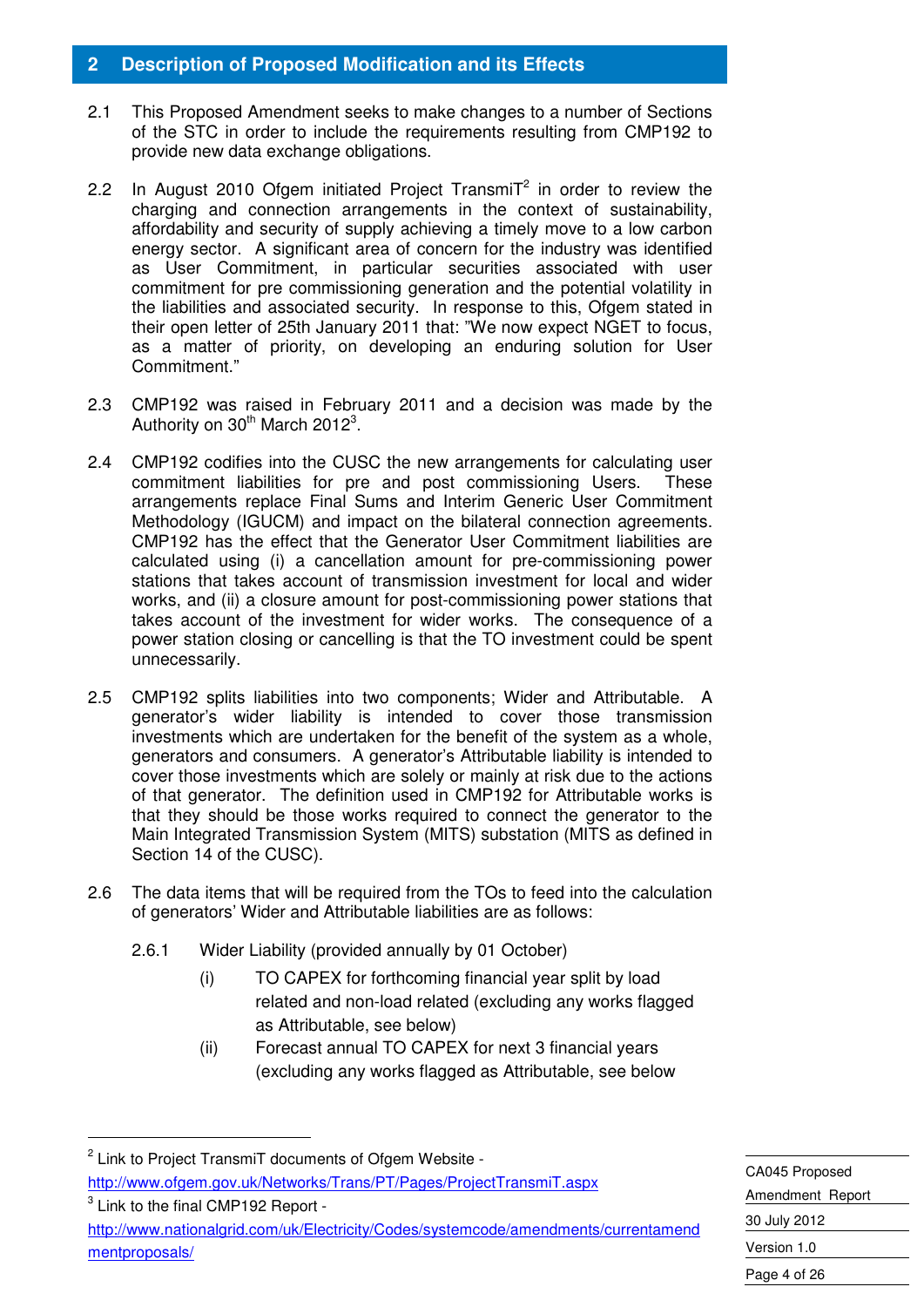## 2 Description of Proposed Modification and its Effects

2.1 This Proposed Amendment seeks to make changes to a number of Sections of the STC in order to include the requirements resulting from CMP192 to provide new data exchange obligations.

2.2 In August 2010 Ofgem initiated Project TransmiT[2] in order to review the charging and connection arrangements in the context of sustainability, affordability and security of supply achieving a timely move to a low carbon energy sector. A significant area of concern for the industry was identified as User Commitment, in particular securities associated with user commitment for pre commissioning generation and the potential volatility in the liabilities and associated security. In response to this, Ofgem stated in their open letter of 25th January 2011 that: "We now expect NGET to focus, as a matter of priority, on developing an enduring solution for User Commitment."

2.3 CMP192 was raised in February 2011 and a decision was made by the Authority on 30th March 2012[3].

2.4 CMP192 codifies into the CUSC the new arrangements for calculating user commitment liabilities for pre and post commissioning Users. These arrangements replace Final Sums and Interim Generic User Commitment Methodology (IGUCM) and impact on the bilateral connection agreements. CMP192 has the effect that the Generator User Commitment liabilities are calculated using (i) a cancellation amount for pre-commissioning power stations that takes account of transmission investment for local and wider works, and (ii) a closure amount for post-commissioning power stations that takes account of the investment for wider works. The consequence of a power station closing or cancelling is that the TO investment could be spent unnecessarily.

2.5 CMP192 splits liabilities into two components; Wider and Attributable. A generator's wider liability is intended to cover those transmission investments which are undertaken for the benefit of the system as a whole, generators and consumers. A generator's Attributable liability is intended to cover those investments which are solely or mainly at risk due to the actions of that generator. The definition used in CMP192 for Attributable works is that they should be those works required to connect the generator to the Main Integrated Transmission System (MITS) substation (MITS as defined in Section 14 of the CUSC).

2.6 The data items that will be required from the TOs to feed into the calculation of generators' Wider and Attributable liabilities are as follows:

2.6.1 Wider Liability (provided annually by 01 October)

(i) TO CAPEX for forthcoming financial year split by load related and non-load related (excluding any works flagged as Attributable, see below)

(ii) Forecast annual TO CAPEX for next 3 financial years (excluding any works flagged as Attributable, see below

---

[2] Link to Project TransmiT documents of Ofgem Website - http://www.ofgem.gov.uk/Networks/Trans/PT/Pages/ProjectTransmiT.aspx

[3] Link to the final CMP192 Report - http://www.nationalgrid.com/uk/Electricity/Codes/systemcode/amendments/currentamendmentproposals/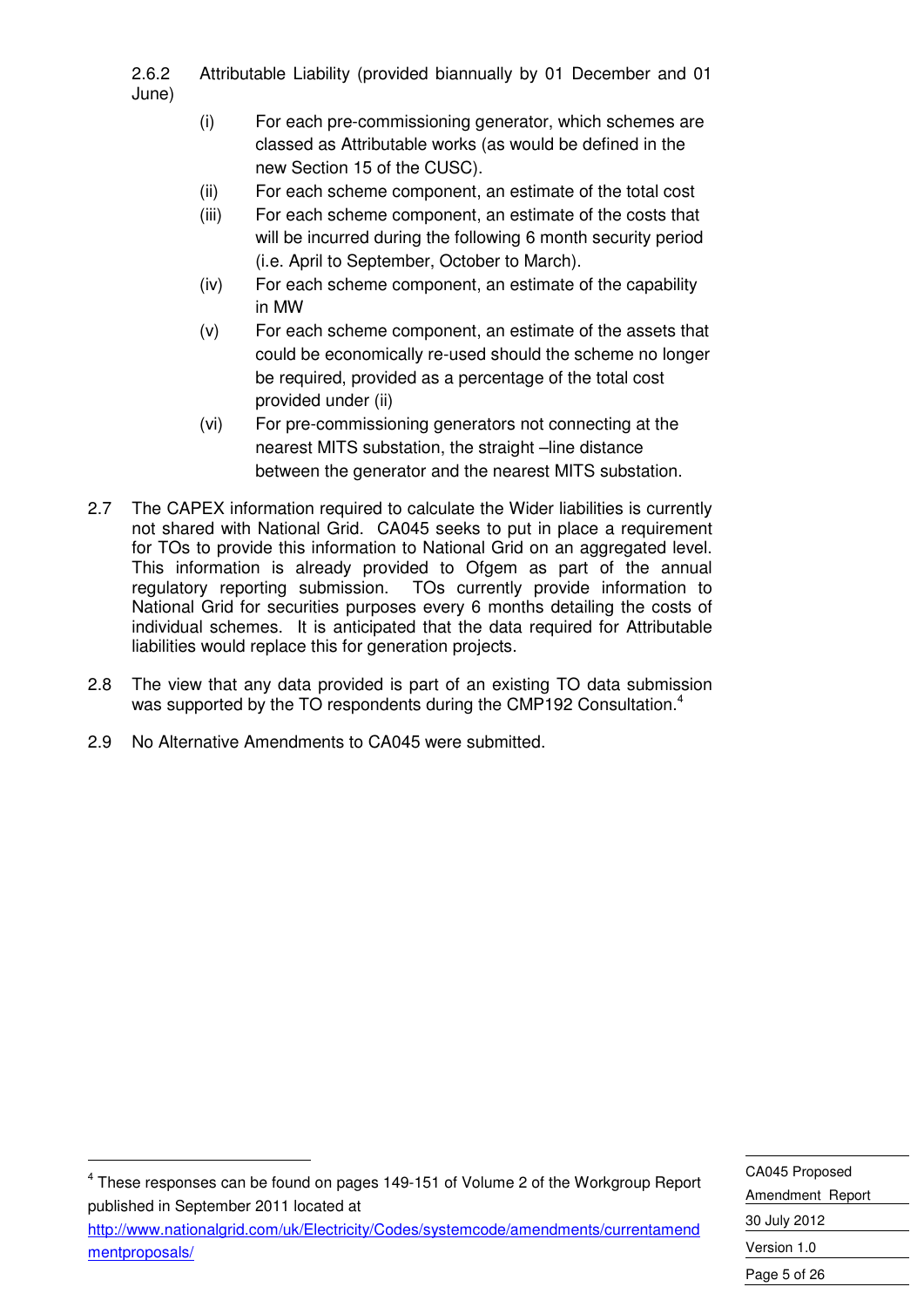2.6.2 Attributable Liability (provided biannually by 01 December and 01 June)

(i) For each pre-commissioning generator, which schemes are classed as Attributable works (as would be defined in the new Section 15 of the CUSC).

(ii) For each scheme component, an estimate of the total cost

(iii) For each scheme component, an estimate of the costs that will be incurred during the following 6 month security period (i.e. April to September, October to March).

(iv) For each scheme component, an estimate of the capability in MW

(v) For each scheme component, an estimate of the assets that could be economically re-used should the scheme no longer be required, provided as a percentage of the total cost provided under (ii)

(vi) For pre-commissioning generators not connecting at the nearest MITS substation, the straight –line distance between the generator and the nearest MITS substation.

2.7 The CAPEX information required to calculate the Wider liabilities is currently not shared with National Grid. CA045 seeks to put in place a requirement for TOs to provide this information to National Grid on an aggregated level. This information is already provided to Ofgem as part of the annual regulatory reporting submission. TOs currently provide information to National Grid for securities purposes every 6 months detailing the costs of individual schemes. It is anticipated that the data required for Attributable liabilities would replace this for generation projects.

2.8 The view that any data provided is part of an existing TO data submission was supported by the TO respondents during the CMP192 Consultation.[4]

2.9 No Alternative Amendments to CA045 were submitted.

[4] These responses can be found on pages 149-151 of Volume 2 of the Workgroup Report published in September 2011 located at http://www.nationalgrid.com/uk/Electricity/Codes/systemcode/amendments/currentamendmentproposals/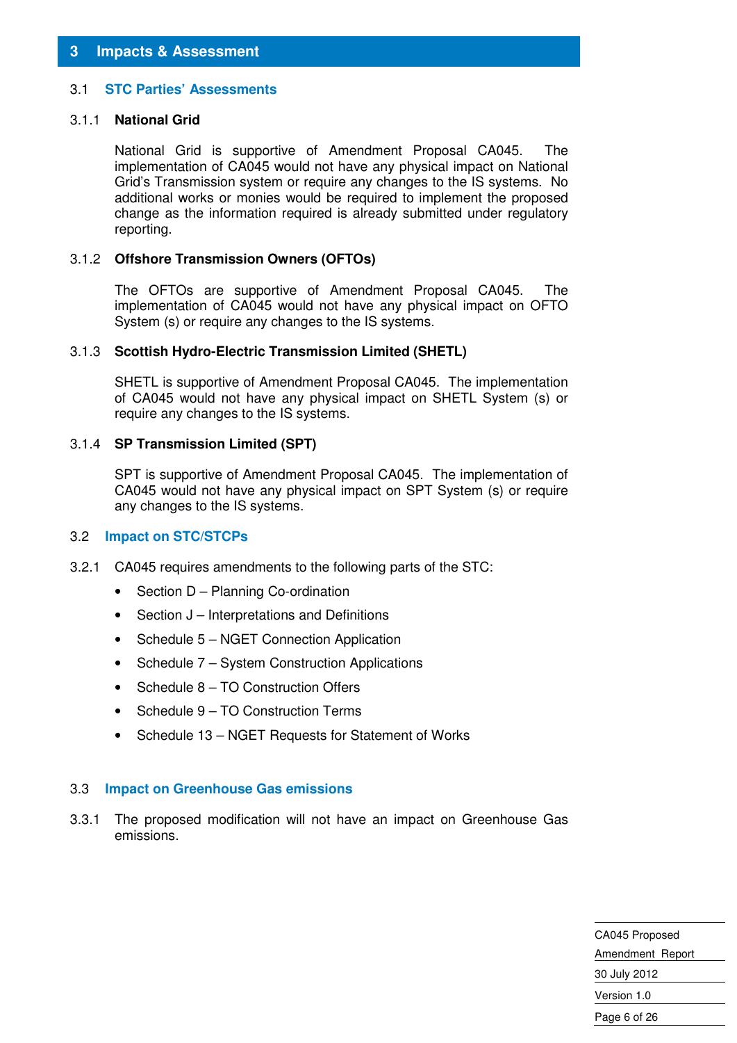# 3 Impacts & Assessment

## 3.1 STC Parties' Assessments

### 3.1.1 National Grid

National Grid is supportive of Amendment Proposal CA045. The implementation of CA045 would not have any physical impact on National Grid's Transmission system or require any changes to the IS systems. No additional works or monies would be required to implement the proposed change as the information required is already submitted under regulatory reporting.

### 3.1.2 Offshore Transmission Owners (OFTOs)

The OFTOs are supportive of Amendment Proposal CA045. The implementation of CA045 would not have any physical impact on OFTO System (s) or require any changes to the IS systems.

### 3.1.3 Scottish Hydro-Electric Transmission Limited (SHETL)

SHETL is supportive of Amendment Proposal CA045. The implementation of CA045 would not have any physical impact on SHETL System (s) or require any changes to the IS systems.

### 3.1.4 SP Transmission Limited (SPT)

SPT is supportive of Amendment Proposal CA045. The implementation of CA045 would not have any physical impact on SPT System (s) or require any changes to the IS systems.

## 3.2 Impact on STC/STCPs

3.2.1 CA045 requires amendments to the following parts of the STC:

- Section D – Planning Co-ordination
- Section J – Interpretations and Definitions
- Schedule 5 – NGET Connection Application
- Schedule 7 – System Construction Applications
- Schedule 8 – TO Construction Offers
- Schedule 9 – TO Construction Terms
- Schedule 13 – NGET Requests for Statement of Works

## 3.3 Impact on Greenhouse Gas emissions

3.3.1 The proposed modification will not have an impact on Greenhouse Gas emissions.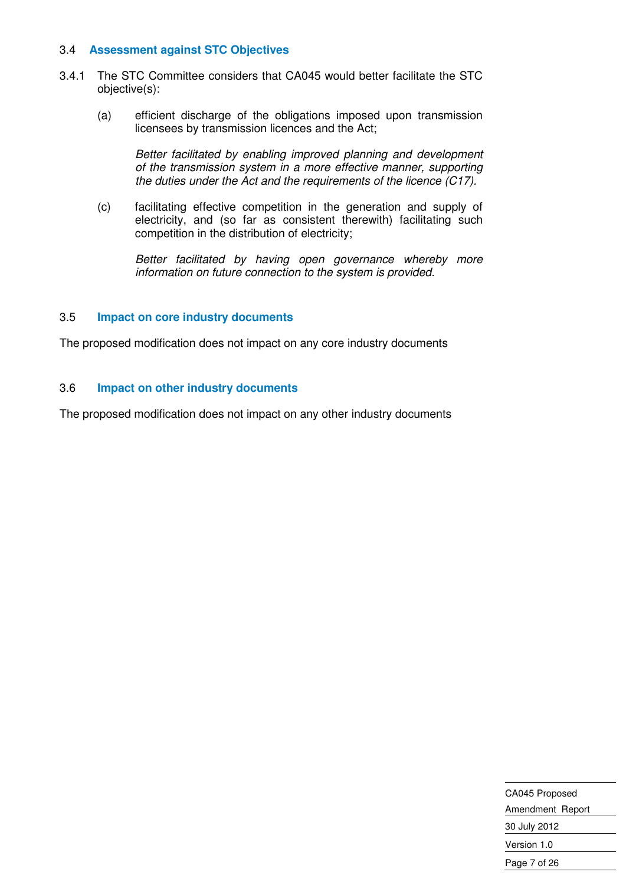### 3.4 Assessment against STC Objectives

3.4.1 The STC Committee considers that CA045 would better facilitate the STC objective(s):

(a) efficient discharge of the obligations imposed upon transmission licensees by transmission licences and the Act;

*Better facilitated by enabling improved planning and development of the transmission system in a more effective manner, supporting the duties under the Act and the requirements of the licence (C17).*

(c) facilitating effective competition in the generation and supply of electricity, and (so far as consistent therewith) facilitating such competition in the distribution of electricity;

*Better facilitated by having open governance whereby more information on future connection to the system is provided.*

### 3.5 Impact on core industry documents

The proposed modification does not impact on any core industry documents

### 3.6 Impact on other industry documents

The proposed modification does not impact on any other industry documents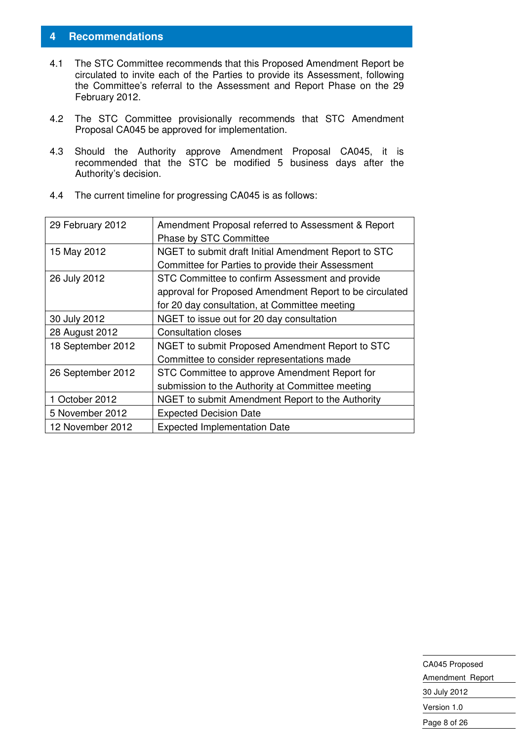## 4 Recommendations

4.1 The STC Committee recommends that this Proposed Amendment Report be circulated to invite each of the Parties to provide its Assessment, following the Committee's referral to the Assessment and Report Phase on the 29 February 2012.

4.2 The STC Committee provisionally recommends that STC Amendment Proposal CA045 be approved for implementation.

4.3 Should the Authority approve Amendment Proposal CA045, it is recommended that the STC be modified 5 business days after the Authority's decision.

4.4 The current timeline for progressing CA045 is as follows:

| | |
|---|---|
| 29 February 2012 | Amendment Proposal referred to Assessment & Report Phase by STC Committee |
| 15 May 2012 | NGET to submit draft Initial Amendment Report to STC Committee for Parties to provide their Assessment |
| 26 July 2012 | STC Committee to confirm Assessment and provide approval for Proposed Amendment Report to be circulated for 20 day consultation, at Committee meeting |
| 30 July 2012 | NGET to issue out for 20 day consultation |
| 28 August 2012 | Consultation closes |
| 18 September 2012 | NGET to submit Proposed Amendment Report to STC Committee to consider representations made |
| 26 September 2012 | STC Committee to approve Amendment Report for submission to the Authority at Committee meeting |
| 1 October 2012 | NGET to submit Amendment Report to the Authority |
| 5 November 2012 | Expected Decision Date |
| 12 November 2012 | Expected Implementation Date |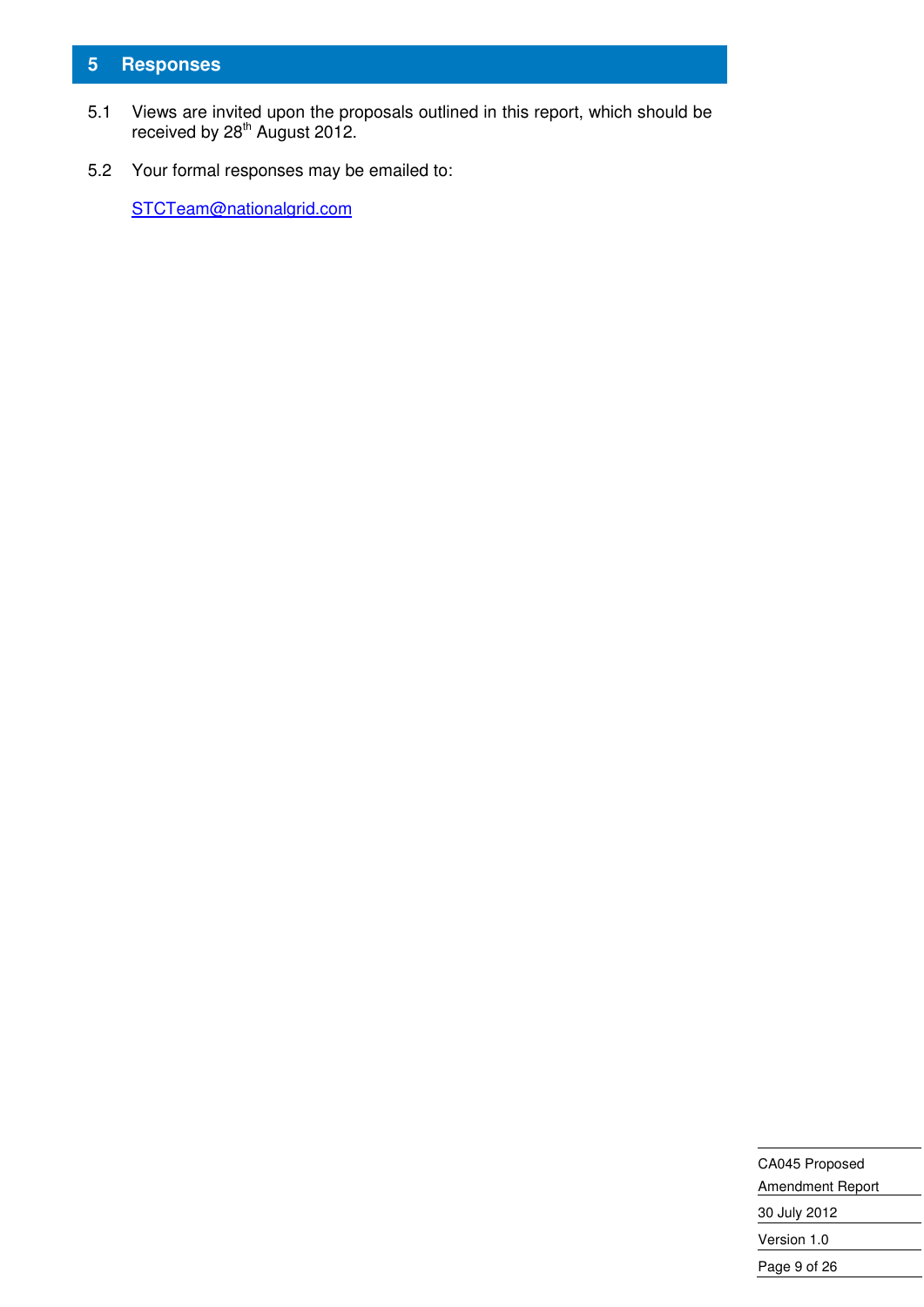## 5 Responses

5.1 Views are invited upon the proposals outlined in this report, which should be received by 28th August 2012.

5.2 Your formal responses may be emailed to:

STCTeam@nationalgrid.com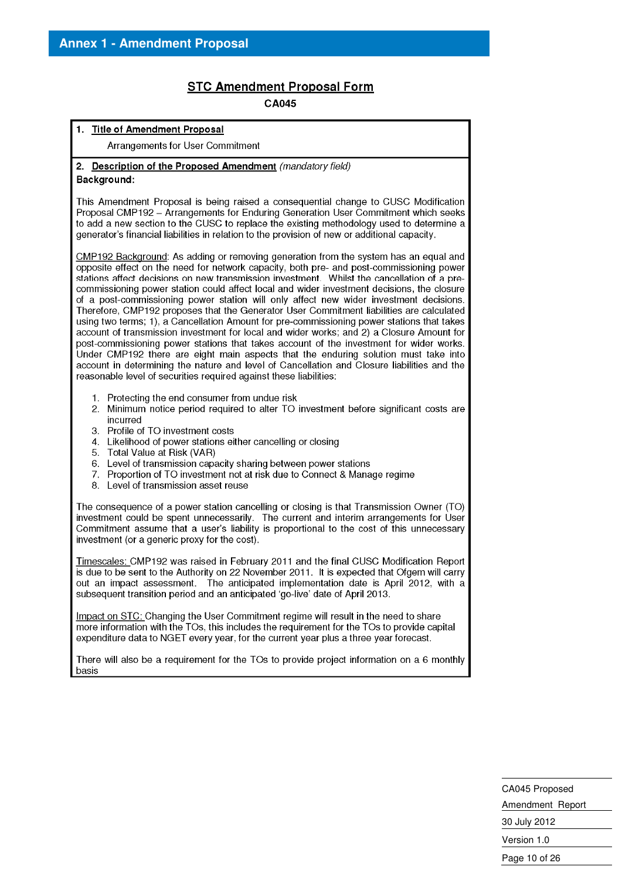## Annex 1 - Amendment Proposal

### STC Amendment Proposal Form

**CA045**

**1. Title of Amendment Proposal**

Arrangements for User Commitment

**2. Description of the Proposed Amendment** *(mandatory field)*

**Background:**

This Amendment Proposal is being raised a consequential change to CUSC Modification Proposal CMP192 – Arrangements for Enduring Generation User Commitment which seeks to add a new section to the CUSC to replace the existing methodology used to determine a generator's financial liabilities in relation to the provision of new or additional capacity.

CMP192 Background: As adding or removing generation from the system has an equal and opposite effect on the need for network capacity, both pre- and post-commissioning power stations affect decisions on new transmission investment. Whilst the cancellation of a pre-commissioning power station could affect local and wider investment decisions, the closure of a post-commissioning power station will only affect new wider investment decisions. Therefore, CMP192 proposes that the Generator User Commitment liabilities are calculated using two terms; 1), a Cancellation Amount for pre-commissioning power stations that takes account of transmission investment for local and wider works; and 2) a Closure Amount for post-commissioning power stations that takes account of the investment for wider works. Under CMP192 there are eight main aspects that the enduring solution must take into account in determining the nature and level of Cancellation and Closure liabilities and the reasonable level of securities required against these liabilities:

1. Protecting the end consumer from undue risk
2. Minimum notice period required to alter TO investment before significant costs are incurred
3. Profile of TO investment costs
4. Likelihood of power stations either cancelling or closing
5. Total Value at Risk (VAR)
6. Level of transmission capacity sharing between power stations
7. Proportion of TO investment not at risk due to Connect & Manage regime
8. Level of transmission asset reuse

The consequence of a power station cancelling or closing is that Transmission Owner (TO) investment could be spent unnecessarily. The current and interim arrangements for User Commitment assume that a user's liability is proportional to the cost of this unnecessary investment (or a generic proxy for the cost).

Timescales: CMP192 was raised in February 2011 and the final CUSC Modification Report is due to be sent to the Authority on 22 November 2011. It is expected that Ofgem will carry out an impact assessment. The anticipated implementation date is April 2012, with a subsequent transition period and an anticipated 'go-live' date of April 2013.

Impact on STC: Changing the User Commitment regime will result in the need to share more information with the TOs, this includes the requirement for the TOs to provide capital expenditure data to NGET every year, for the current year plus a three year forecast.

There will also be a requirement for the TOs to provide project information on a 6 monthly basis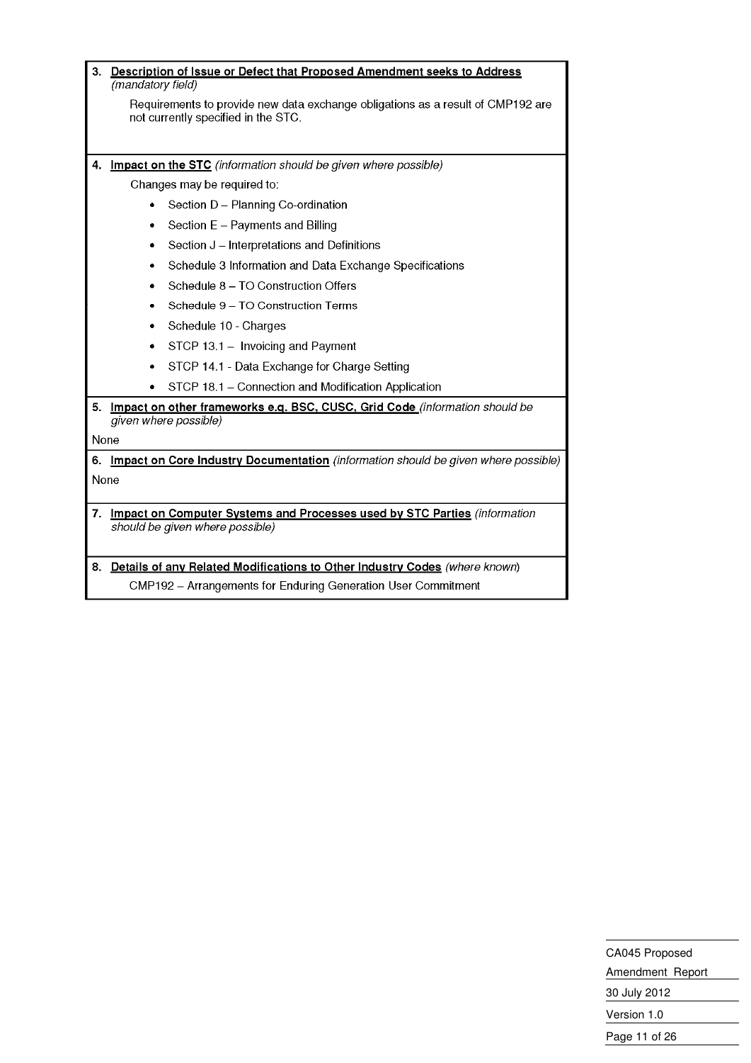**3. <u>Description of Issue or Defect that Proposed Amendment seeks to Address</u>** *(mandatory field)*

Requirements to provide new data exchange obligations as a result of CMP192 are not currently specified in the STC.

**4. <u>Impact on the STC</u>** *(information should be given where possible)*

Changes may be required to:

- Section D – Planning Co-ordination
- Section E – Payments and Billing
- Section J – Interpretations and Definitions
- Schedule 3 Information and Data Exchange Specifications
- Schedule 8 – TO Construction Offers
- Schedule 9 – TO Construction Terms
- Schedule 10 - Charges
- STCP 13.1 – Invoicing and Payment
- STCP 14.1 - Data Exchange for Charge Setting
- STCP 18.1 – Connection and Modification Application

**5. <u>Impact on other frameworks e.g. BSC, CUSC, Grid Code</u>** *(information should be given where possible)*

None

**6. <u>Impact on Core Industry Documentation</u>** *(information should be given where possible)*

None

**7. <u>Impact on Computer Systems and Processes used by STC Parties</u>** *(information should be given where possible)*

**8. <u>Details of any Related Modifications to Other Industry Codes</u>** *(where known)*

CMP192 – Arrangements for Enduring Generation User Commitment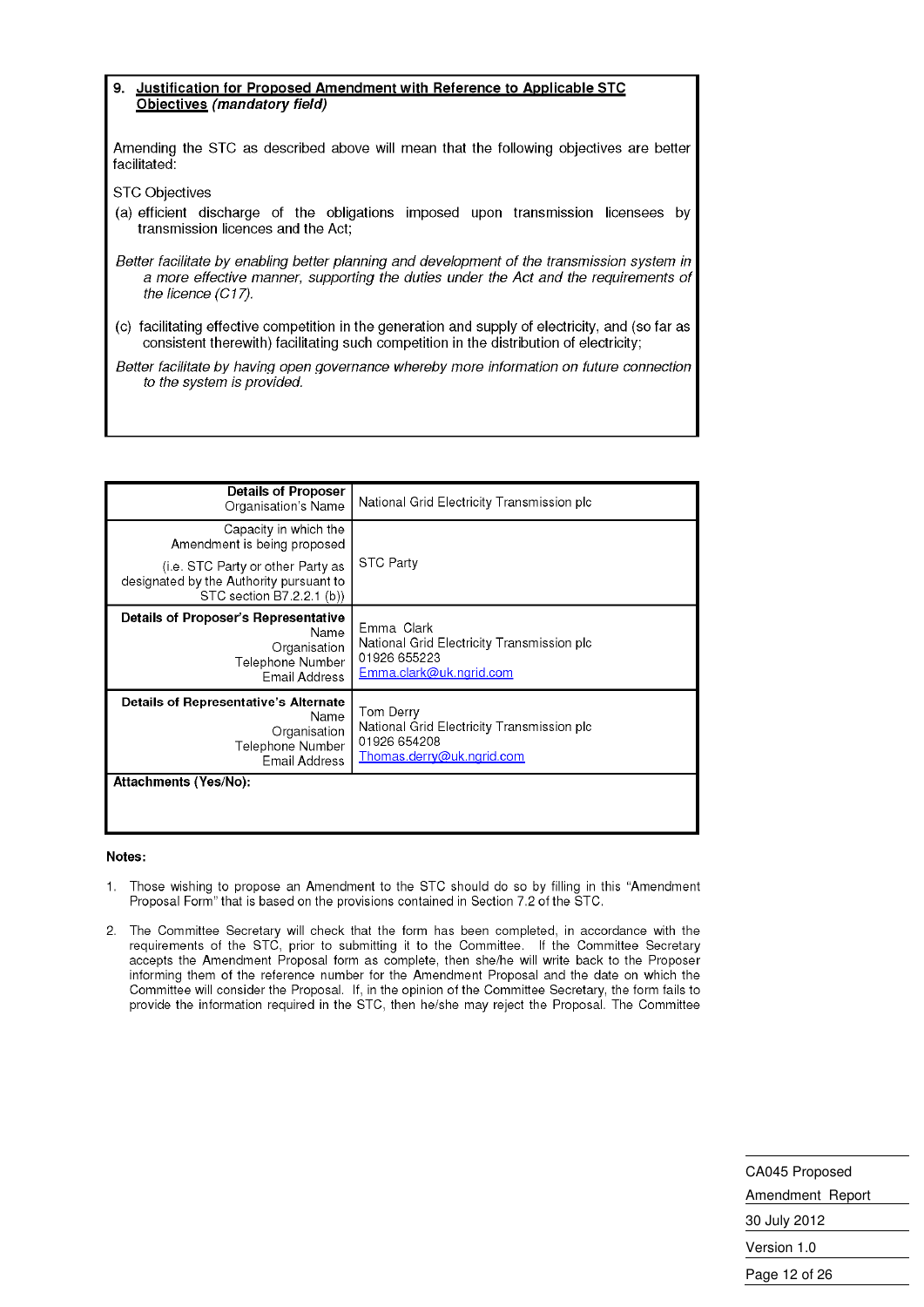## 9. Justification for Proposed Amendment with Reference to Applicable STC Objectives *(mandatory field)*

Amending the STC as described above will mean that the following objectives are better facilitated:

STC Objectives

(a) efficient discharge of the obligations imposed upon transmission licensees by transmission licences and the Act;

*Better facilitate by enabling better planning and development of the transmission system in a more effective manner, supporting the duties under the Act and the requirements of the licence (C17).*

(c) facilitating effective competition in the generation and supply of electricity, and (so far as consistent therewith) facilitating such competition in the distribution of electricity;

*Better facilitate by having open governance whereby more information on future connection to the system is provided.*

| | |
|---|---|
| **Details of Proposer**<br>Organisation's Name | National Grid Electricity Transmission plc |
| Capacity in which the Amendment is being proposed<br>(i.e. STC Party or other Party as designated by the Authority pursuant to STC section B7.2.2.1 (b)) | STC Party |
| **Details of Proposer's Representative**<br>Name<br>Organisation<br>Telephone Number<br>Email Address | Emma Clark<br>National Grid Electricity Transmission plc<br>01926 655223<br>Emma.clark@uk.ngrid.com |
| **Details of Representative's Alternate**<br>Name<br>Organisation<br>Telephone Number<br>Email Address | Tom Derry<br>National Grid Electricity Transmission plc<br>01926 654208<br>Thomas.derry@uk.ngrid.com |
| **Attachments (Yes/No):** | |

**Notes:**

1. Those wishing to propose an Amendment to the STC should do so by filling in this "Amendment Proposal Form" that is based on the provisions contained in Section 7.2 of the STC.

2. The Committee Secretary will check that the form has been completed, in accordance with the requirements of the STC, prior to submitting it to the Committee. If the Committee Secretary accepts the Amendment Proposal form as complete, then she/he will write back to the Proposer informing them of the reference number for the Amendment Proposal and the date on which the Committee will consider the Proposal. If, in the opinion of the Committee Secretary, the form fails to provide the information required in the STC, then he/she may reject the Proposal. The Committee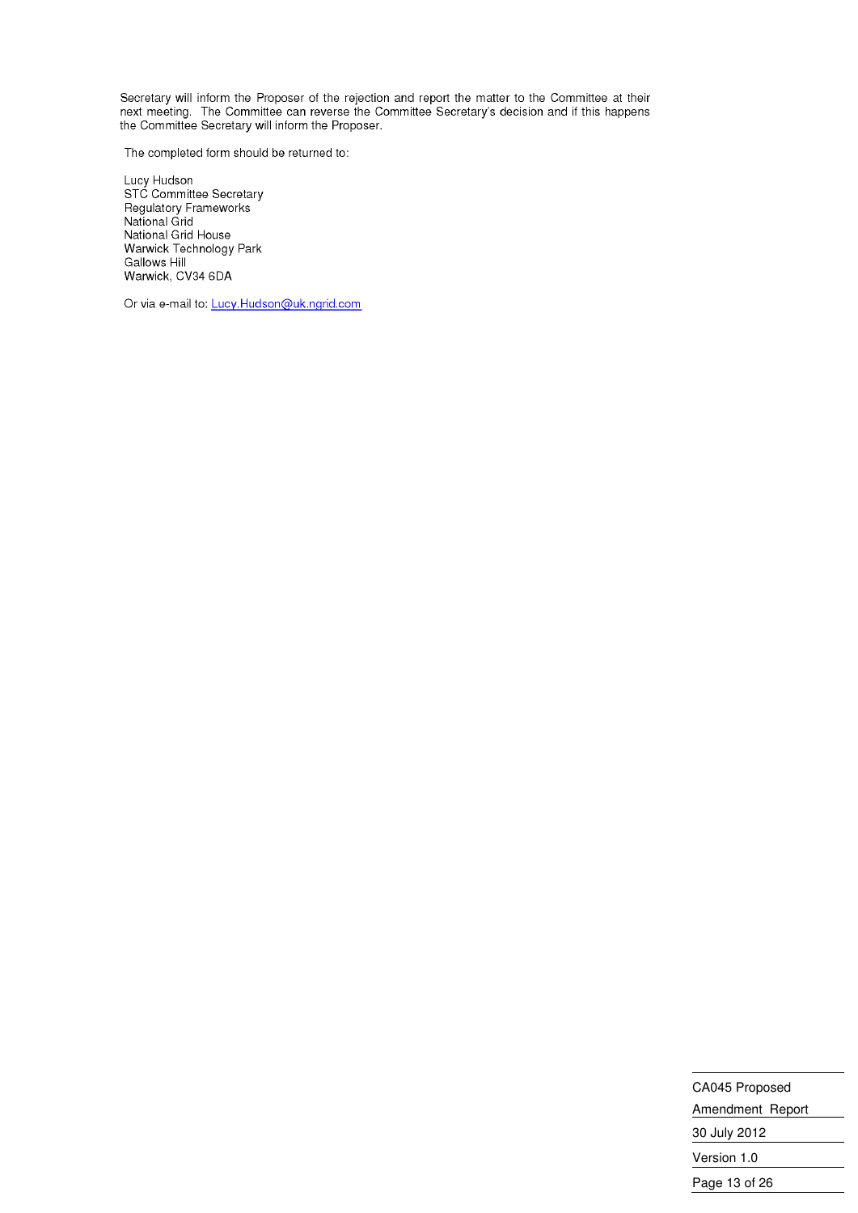Secretary will inform the Proposer of the rejection and report the matter to the Committee at their next meeting. The Committee can reverse the Committee Secretary's decision and if this happens the Committee Secretary will inform the Proposer.

The completed form should be returned to:

Lucy Hudson
STC Committee Secretary
Regulatory Frameworks
National Grid
National Grid House
Warwick Technology Park
Gallows Hill
Warwick, CV34 6DA

Or via e-mail to: Lucy.Hudson@uk.ngrid.com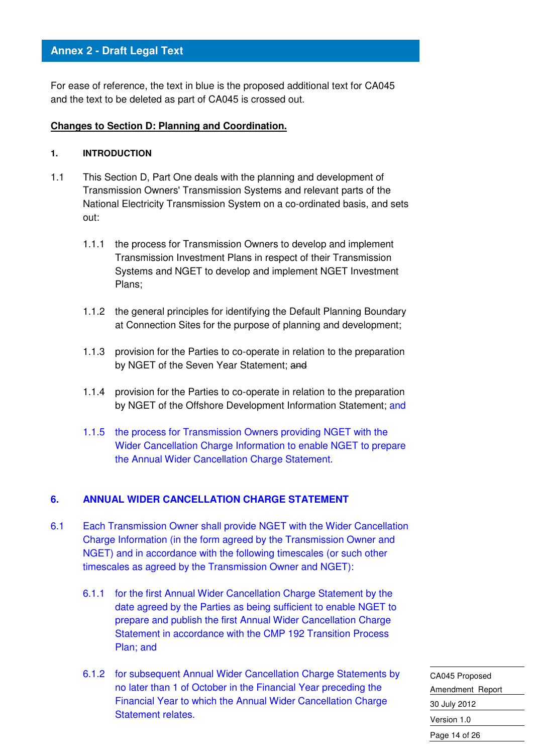## Annex 2 - Draft Legal Text

For ease of reference, the text in blue is the proposed additional text for CA045 and the text to be deleted as part of CA045 is crossed out.

**<u>Changes to Section D: Planning and Coordination.</u>**

**1. INTRODUCTION**

1.1 This Section D, Part One deals with the planning and development of Transmission Owners' Transmission Systems and relevant parts of the National Electricity Transmission System on a co-ordinated basis, and sets out:

1.1.1 the process for Transmission Owners to develop and implement Transmission Investment Plans in respect of their Transmission Systems and NGET to develop and implement NGET Investment Plans;

1.1.2 the general principles for identifying the Default Planning Boundary at Connection Sites for the purpose of planning and development;

1.1.3 provision for the Parties to co-operate in relation to the preparation by NGET of the Seven Year Statement; ~~and~~

1.1.4 provision for the Parties to co-operate in relation to the preparation by NGET of the Offshore Development Information Statement; and

1.1.5 the process for Transmission Owners providing NGET with the Wider Cancellation Charge Information to enable NGET to prepare the Annual Wider Cancellation Charge Statement.

**6. ANNUAL WIDER CANCELLATION CHARGE STATEMENT**

6.1 Each Transmission Owner shall provide NGET with the Wider Cancellation Charge Information (in the form agreed by the Transmission Owner and NGET) and in accordance with the following timescales (or such other timescales as agreed by the Transmission Owner and NGET):

6.1.1 for the first Annual Wider Cancellation Charge Statement by the date agreed by the Parties as being sufficient to enable NGET to prepare and publish the first Annual Wider Cancellation Charge Statement in accordance with the CMP 192 Transition Process Plan; and

6.1.2 for subsequent Annual Wider Cancellation Charge Statements by no later than 1 of October in the Financial Year preceding the Financial Year to which the Annual Wider Cancellation Charge Statement relates.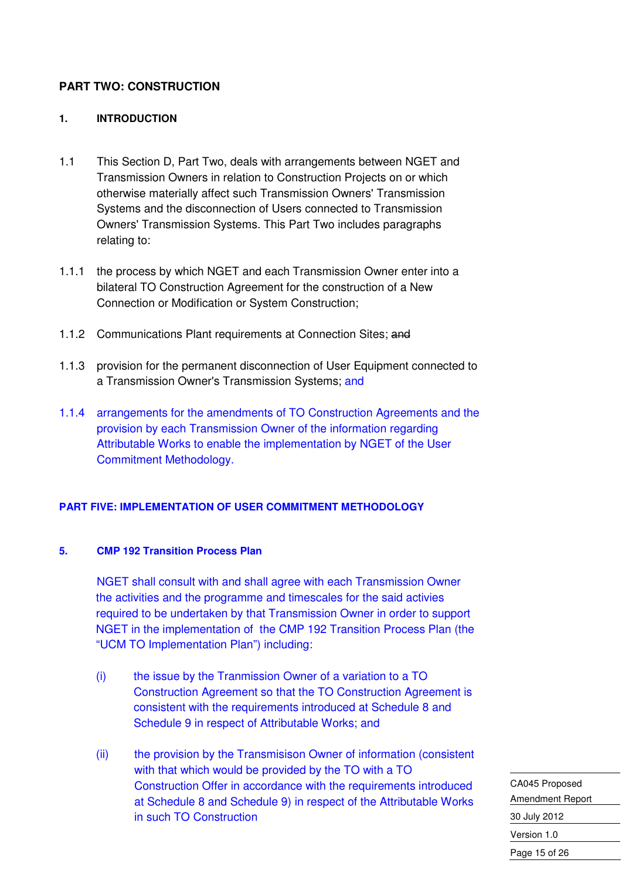## PART TWO: CONSTRUCTION

### 1. INTRODUCTION

1.1 This Section D, Part Two, deals with arrangements between NGET and Transmission Owners in relation to Construction Projects on or which otherwise materially affect such Transmission Owners' Transmission Systems and the disconnection of Users connected to Transmission Owners' Transmission Systems. This Part Two includes paragraphs relating to:

1.1.1 the process by which NGET and each Transmission Owner enter into a bilateral TO Construction Agreement for the construction of a New Connection or Modification or System Construction;

1.1.2 Communications Plant requirements at Connection Sites; ~~and~~

1.1.3 provision for the permanent disconnection of User Equipment connected to a Transmission Owner's Transmission Systems; and

1.1.4 arrangements for the amendments of TO Construction Agreements and the provision by each Transmission Owner of the information regarding Attributable Works to enable the implementation by NGET of the User Commitment Methodology.

## PART FIVE: IMPLEMENTATION OF USER COMMITMENT METHODOLOGY

### 5. CMP 192 Transition Process Plan

NGET shall consult with and shall agree with each Transmission Owner the activities and the programme and timescales for the said activies required to be undertaken by that Transmission Owner in order to support NGET in the implementation of the CMP 192 Transition Process Plan (the "UCM TO Implementation Plan") including:

(i) the issue by the Tranmission Owner of a variation to a TO Construction Agreement so that the TO Construction Agreement is consistent with the requirements introduced at Schedule 8 and Schedule 9 in respect of Attributable Works; and

(ii) the provision by the Transmisison Owner of information (consistent with that which would be provided by the TO with a TO Construction Offer in accordance with the requirements introduced at Schedule 8 and Schedule 9) in respect of the Attributable Works in such TO Construction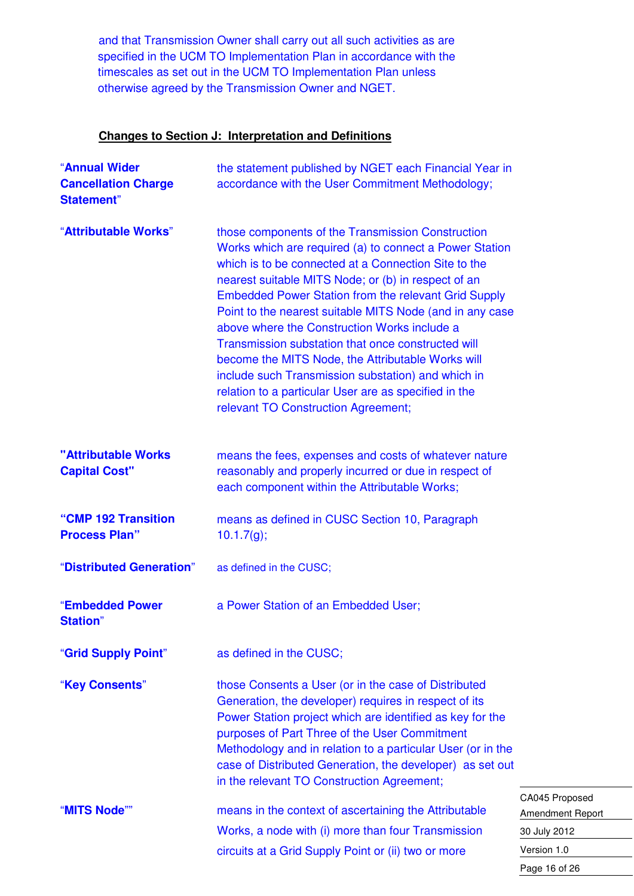and that Transmission Owner shall carry out all such activities as are specified in the UCM TO Implementation Plan in accordance with the timescales as set out in the UCM TO Implementation Plan unless otherwise agreed by the Transmission Owner and NGET.

**Changes to Section J: Interpretation and Definitions**

| | |
|---|---|
| "**Annual Wider Cancellation Charge Statement**" | the statement published by NGET each Financial Year in accordance with the User Commitment Methodology; |
| "**Attributable Works**" | those components of the Transmission Construction Works which are required (a) to connect a Power Station which is to be connected at a Connection Site to the nearest suitable MITS Node; or (b) in respect of an Embedded Power Station from the relevant Grid Supply Point to the nearest suitable MITS Node (and in any case above where the Construction Works include a Transmission substation that once constructed will become the MITS Node, the Attributable Works will include such Transmission substation) and which in relation to a particular User are as specified in the relevant TO Construction Agreement; |
| **"Attributable Works Capital Cost"** | means the fees, expenses and costs of whatever nature reasonably and properly incurred or due in respect of each component within the Attributable Works; |
| **"CMP 192 Transition Process Plan"** | means as defined in CUSC Section 10, Paragraph 10.1.7(g); |
| "**Distributed Generation**" | as defined in the CUSC; |
| "**Embedded Power Station**" | a Power Station of an Embedded User; |
| "**Grid Supply Point**" | as defined in the CUSC; |
| "**Key Consents**" | those Consents a User (or in the case of Distributed Generation, the developer) requires in respect of its Power Station project which are identified as key for the purposes of Part Three of the User Commitment Methodology and in relation to a particular User (or in the case of Distributed Generation, the developer) as set out in the relevant TO Construction Agreement; |
| "**MITS Node**"" | means in the context of ascertaining the Attributable Works, a node with (i) more than four Transmission circuits at a Grid Supply Point or (ii) two or more |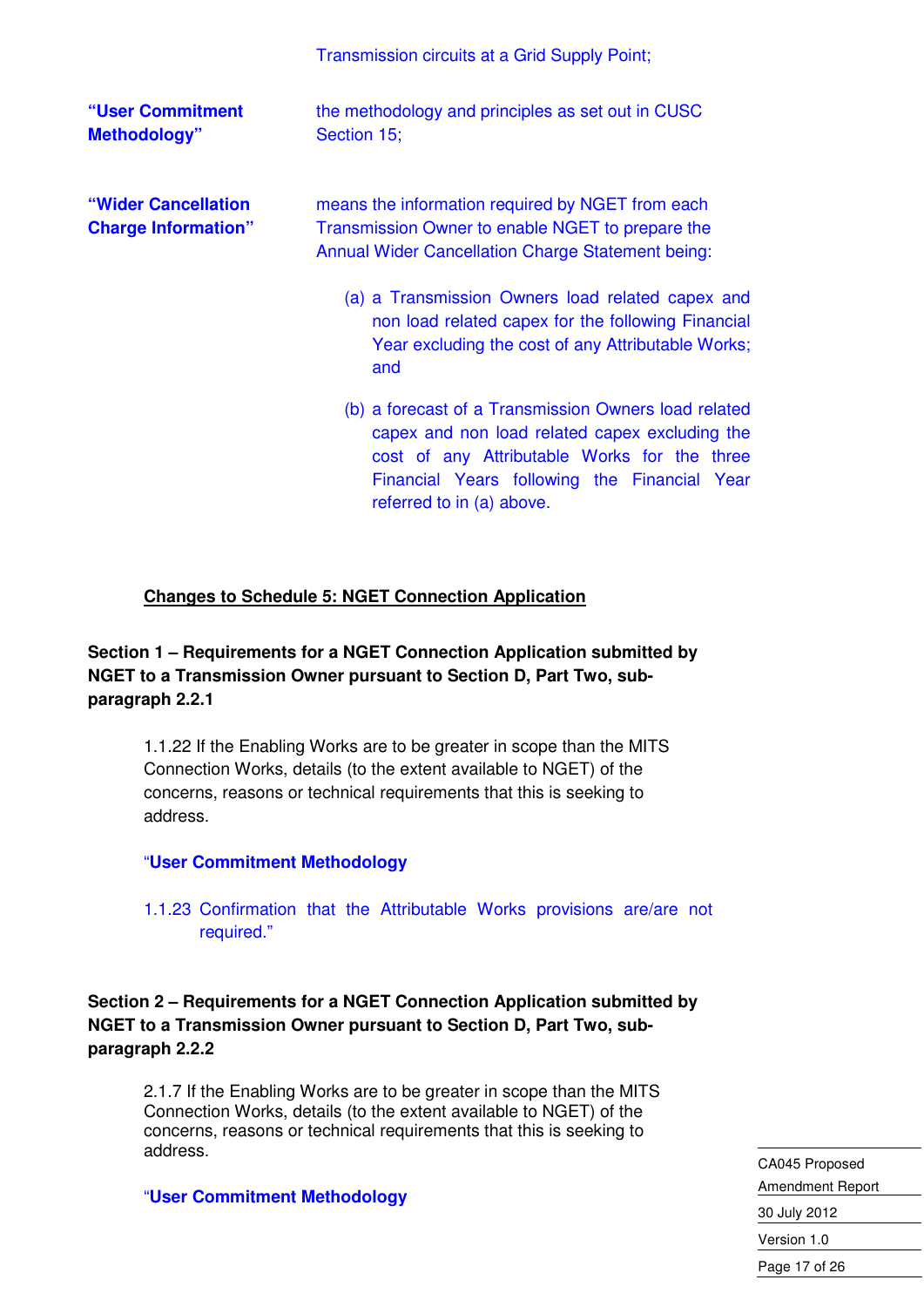Transmission circuits at a Grid Supply Point;

**"User Commitment Methodology"** the methodology and principles as set out in CUSC Section 15;

**"Wider Cancellation Charge Information"** means the information required by NGET from each Transmission Owner to enable NGET to prepare the Annual Wider Cancellation Charge Statement being:

(a) a Transmission Owners load related capex and non load related capex for the following Financial Year excluding the cost of any Attributable Works; and

(b) a forecast of a Transmission Owners load related capex and non load related capex excluding the cost of any Attributable Works for the three Financial Years following the Financial Year referred to in (a) above.

**<u>Changes to Schedule 5: NGET Connection Application</u>**

**Section 1 – Requirements for a NGET Connection Application submitted by NGET to a Transmission Owner pursuant to Section D, Part Two, sub-paragraph 2.2.1**

1.1.22 If the Enabling Works are to be greater in scope than the MITS Connection Works, details (to the extent available to NGET) of the concerns, reasons or technical requirements that this is seeking to address.

"**User Commitment Methodology**

1.1.23 Confirmation that the Attributable Works provisions are/are not required."

**Section 2 – Requirements for a NGET Connection Application submitted by NGET to a Transmission Owner pursuant to Section D, Part Two, sub-paragraph 2.2.2**

2.1.7 If the Enabling Works are to be greater in scope than the MITS Connection Works, details (to the extent available to NGET) of the concerns, reasons or technical requirements that this is seeking to address.

"**User Commitment Methodology**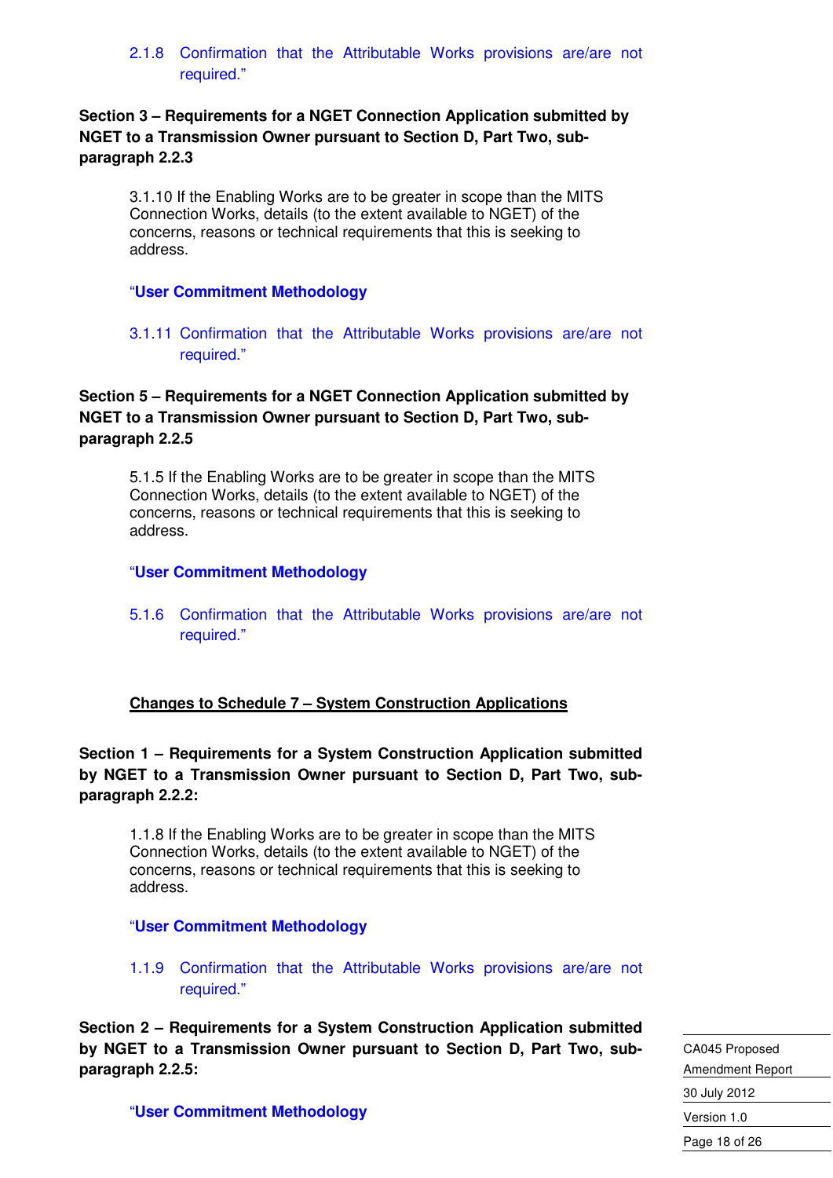2.1.8 Confirmation that the Attributable Works provisions are/are not required."

**Section 3 – Requirements for a NGET Connection Application submitted by NGET to a Transmission Owner pursuant to Section D, Part Two, sub-paragraph 2.2.3**

3.1.10 If the Enabling Works are to be greater in scope than the MITS Connection Works, details (to the extent available to NGET) of the concerns, reasons or technical requirements that this is seeking to address.

"**User Commitment Methodology**

3.1.11 Confirmation that the Attributable Works provisions are/are not required."

**Section 5 – Requirements for a NGET Connection Application submitted by NGET to a Transmission Owner pursuant to Section D, Part Two, sub-paragraph 2.2.5**

5.1.5 If the Enabling Works are to be greater in scope than the MITS Connection Works, details (to the extent available to NGET) of the concerns, reasons or technical requirements that this is seeking to address.

"**User Commitment Methodology**

5.1.6 Confirmation that the Attributable Works provisions are/are not required."

**Changes to Schedule 7 – System Construction Applications**

**Section 1 – Requirements for a System Construction Application submitted by NGET to a Transmission Owner pursuant to Section D, Part Two, sub-paragraph 2.2.2:**

1.1.8 If the Enabling Works are to be greater in scope than the MITS Connection Works, details (to the extent available to NGET) of the concerns, reasons or technical requirements that this is seeking to address.

"**User Commitment Methodology**

1.1.9 Confirmation that the Attributable Works provisions are/are not required."

**Section 2 – Requirements for a System Construction Application submitted by NGET to a Transmission Owner pursuant to Section D, Part Two, sub-paragraph 2.2.5:**

"**User Commitment Methodology**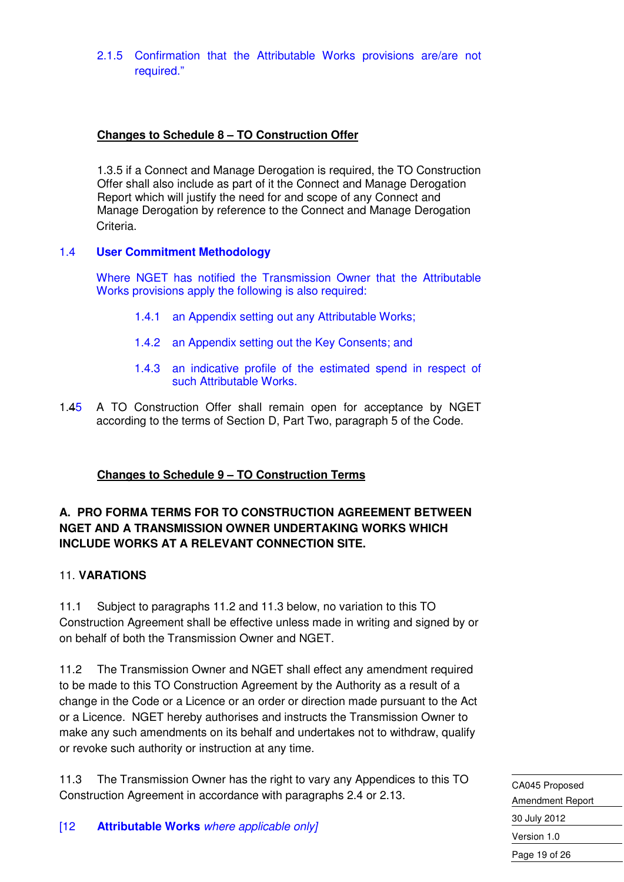2.1.5 Confirmation that the Attributable Works provisions are/are not required."

**Changes to Schedule 8 – TO Construction Offer**

1.3.5 if a Connect and Manage Derogation is required, the TO Construction Offer shall also include as part of it the Connect and Manage Derogation Report which will justify the need for and scope of any Connect and Manage Derogation by reference to the Connect and Manage Derogation Criteria.

1.4 **User Commitment Methodology**

Where NGET has notified the Transmission Owner that the Attributable Works provisions apply the following is also required:

1.4.1 an Appendix setting out any Attributable Works;

1.4.2 an Appendix setting out the Key Consents; and

1.4.3 an indicative profile of the estimated spend in respect of such Attributable Works.

1.45 A TO Construction Offer shall remain open for acceptance by NGET according to the terms of Section D, Part Two, paragraph 5 of the Code.

**Changes to Schedule 9 – TO Construction Terms**

**A. PRO FORMA TERMS FOR TO CONSTRUCTION AGREEMENT BETWEEN NGET AND A TRANSMISSION OWNER UNDERTAKING WORKS WHICH INCLUDE WORKS AT A RELEVANT CONNECTION SITE.**

11. **VARATIONS**

11.1 Subject to paragraphs 11.2 and 11.3 below, no variation to this TO Construction Agreement shall be effective unless made in writing and signed by or on behalf of both the Transmission Owner and NGET.

11.2 The Transmission Owner and NGET shall effect any amendment required to be made to this TO Construction Agreement by the Authority as a result of a change in the Code or a Licence or an order or direction made pursuant to the Act or a Licence. NGET hereby authorises and instructs the Transmission Owner to make any such amendments on its behalf and undertakes not to withdraw, qualify or revoke such authority or instruction at any time.

11.3 The Transmission Owner has the right to vary any Appendices to this TO Construction Agreement in accordance with paragraphs 2.4 or 2.13.

[12 **Attributable Works** *where applicable only]*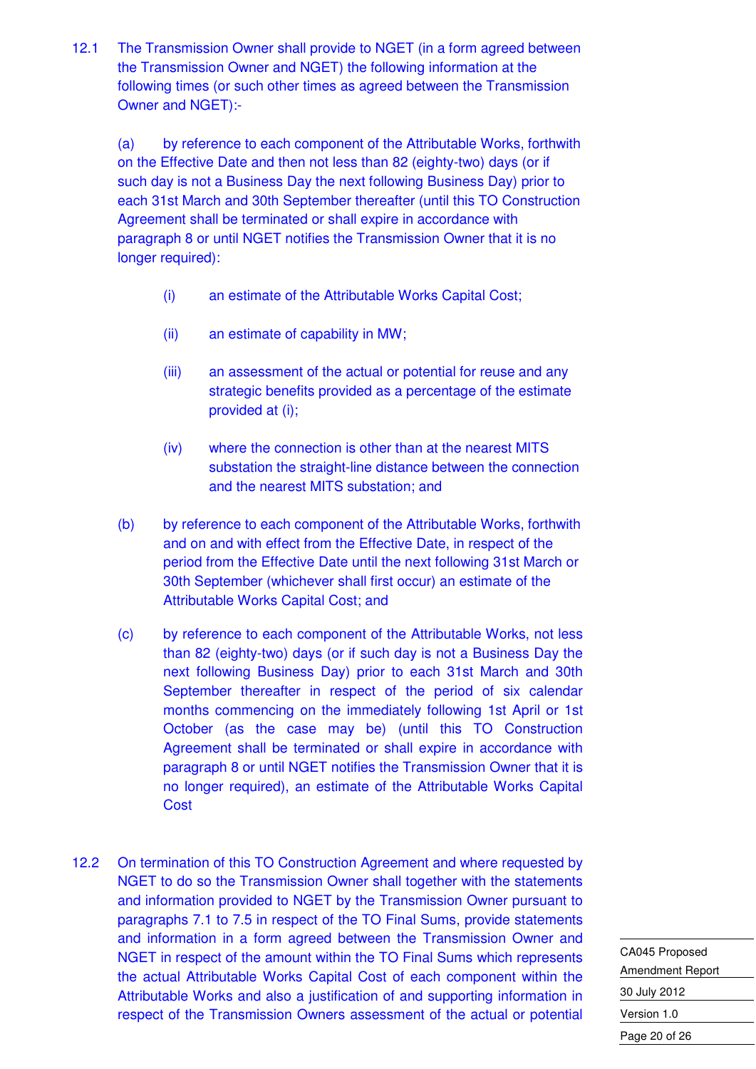12.1 The Transmission Owner shall provide to NGET (in a form agreed between the Transmission Owner and NGET) the following information at the following times (or such other times as agreed between the Transmission Owner and NGET):-

(a) by reference to each component of the Attributable Works, forthwith on the Effective Date and then not less than 82 (eighty-two) days (or if such day is not a Business Day the next following Business Day) prior to each 31st March and 30th September thereafter (until this TO Construction Agreement shall be terminated or shall expire in accordance with paragraph 8 or until NGET notifies the Transmission Owner that it is no longer required):

(i) an estimate of the Attributable Works Capital Cost;

(ii) an estimate of capability in MW;

(iii) an assessment of the actual or potential for reuse and any strategic benefits provided as a percentage of the estimate provided at (i);

(iv) where the connection is other than at the nearest MITS substation the straight-line distance between the connection and the nearest MITS substation; and

(b) by reference to each component of the Attributable Works, forthwith and on and with effect from the Effective Date, in respect of the period from the Effective Date until the next following 31st March or 30th September (whichever shall first occur) an estimate of the Attributable Works Capital Cost; and

(c) by reference to each component of the Attributable Works, not less than 82 (eighty-two) days (or if such day is not a Business Day the next following Business Day) prior to each 31st March and 30th September thereafter in respect of the period of six calendar months commencing on the immediately following 1st April or 1st October (as the case may be) (until this TO Construction Agreement shall be terminated or shall expire in accordance with paragraph 8 or until NGET notifies the Transmission Owner that it is no longer required), an estimate of the Attributable Works Capital Cost

12.2 On termination of this TO Construction Agreement and where requested by NGET to do so the Transmission Owner shall together with the statements and information provided to NGET by the Transmission Owner pursuant to paragraphs 7.1 to 7.5 in respect of the TO Final Sums, provide statements and information in a form agreed between the Transmission Owner and NGET in respect of the amount within the TO Final Sums which represents the actual Attributable Works Capital Cost of each component within the Attributable Works and also a justification of and supporting information in respect of the Transmission Owners assessment of the actual or potential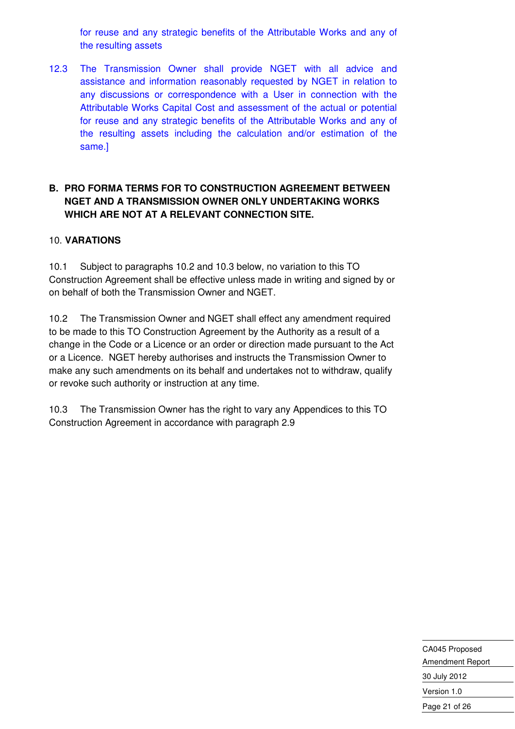for reuse and any strategic benefits of the Attributable Works and any of the resulting assets

12.3 The Transmission Owner shall provide NGET with all advice and assistance and information reasonably requested by NGET in relation to any discussions or correspondence with a User in connection with the Attributable Works Capital Cost and assessment of the actual or potential for reuse and any strategic benefits of the Attributable Works and any of the resulting assets including the calculation and/or estimation of the same.]

## B. PRO FORMA TERMS FOR TO CONSTRUCTION AGREEMENT BETWEEN NGET AND A TRANSMISSION OWNER ONLY UNDERTAKING WORKS WHICH ARE NOT AT A RELEVANT CONNECTION SITE.

10. **VARATIONS**

10.1 Subject to paragraphs 10.2 and 10.3 below, no variation to this TO Construction Agreement shall be effective unless made in writing and signed by or on behalf of both the Transmission Owner and NGET.

10.2 The Transmission Owner and NGET shall effect any amendment required to be made to this TO Construction Agreement by the Authority as a result of a change in the Code or a Licence or an order or direction made pursuant to the Act or a Licence. NGET hereby authorises and instructs the Transmission Owner to make any such amendments on its behalf and undertakes not to withdraw, qualify or revoke such authority or instruction at any time.

10.3 The Transmission Owner has the right to vary any Appendices to this TO Construction Agreement in accordance with paragraph 2.9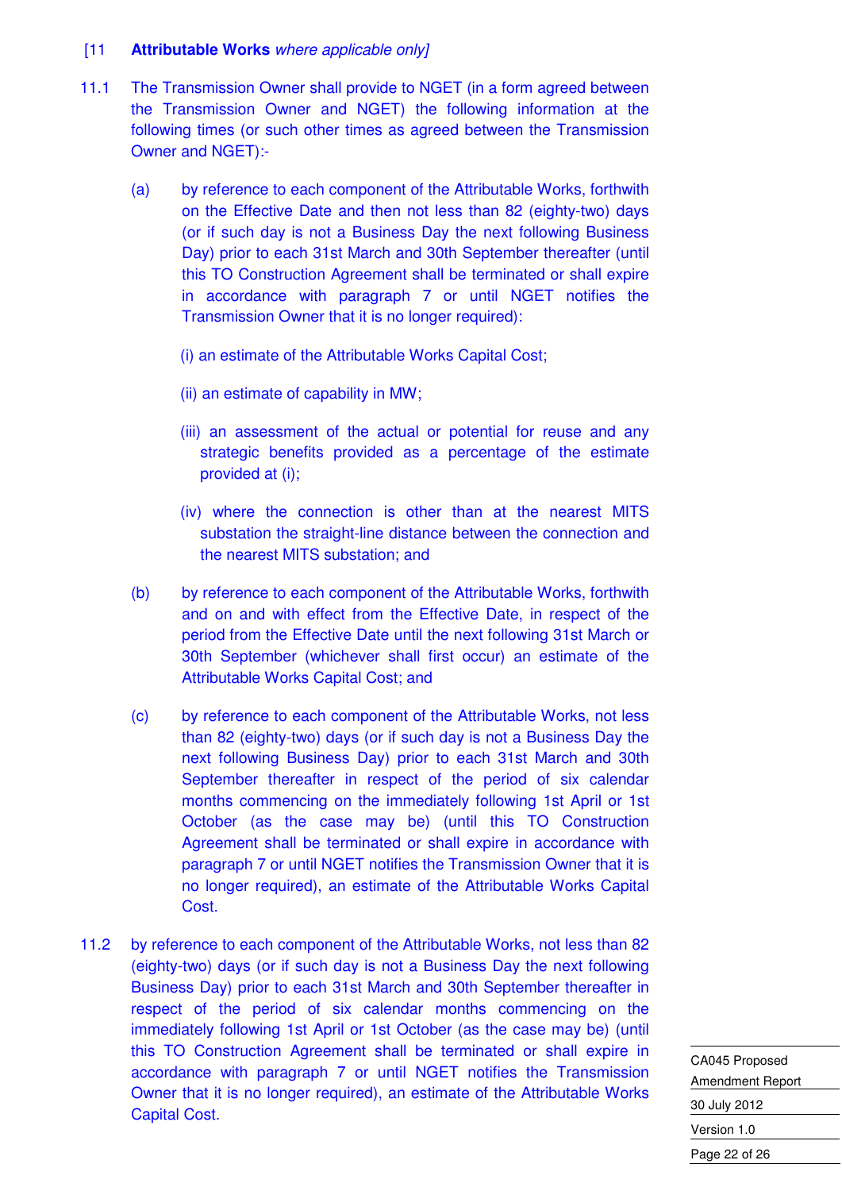[11 **Attributable Works** *where applicable only]*

11.1 The Transmission Owner shall provide to NGET (in a form agreed between the Transmission Owner and NGET) the following information at the following times (or such other times as agreed between the Transmission Owner and NGET):-

(a) by reference to each component of the Attributable Works, forthwith on the Effective Date and then not less than 82 (eighty-two) days (or if such day is not a Business Day the next following Business Day) prior to each 31st March and 30th September thereafter (until this TO Construction Agreement shall be terminated or shall expire in accordance with paragraph 7 or until NGET notifies the Transmission Owner that it is no longer required):

(i) an estimate of the Attributable Works Capital Cost;

(ii) an estimate of capability in MW;

(iii) an assessment of the actual or potential for reuse and any strategic benefits provided as a percentage of the estimate provided at (i);

(iv) where the connection is other than at the nearest MITS substation the straight-line distance between the connection and the nearest MITS substation; and

(b) by reference to each component of the Attributable Works, forthwith and on and with effect from the Effective Date, in respect of the period from the Effective Date until the next following 31st March or 30th September (whichever shall first occur) an estimate of the Attributable Works Capital Cost; and

(c) by reference to each component of the Attributable Works, not less than 82 (eighty-two) days (or if such day is not a Business Day the next following Business Day) prior to each 31st March and 30th September thereafter in respect of the period of six calendar months commencing on the immediately following 1st April or 1st October (as the case may be) (until this TO Construction Agreement shall be terminated or shall expire in accordance with paragraph 7 or until NGET notifies the Transmission Owner that it is no longer required), an estimate of the Attributable Works Capital Cost.

11.2 by reference to each component of the Attributable Works, not less than 82 (eighty-two) days (or if such day is not a Business Day the next following Business Day) prior to each 31st March and 30th September thereafter in respect of the period of six calendar months commencing on the immediately following 1st April or 1st October (as the case may be) (until this TO Construction Agreement shall be terminated or shall expire in accordance with paragraph 7 or until NGET notifies the Transmission Owner that it is no longer required), an estimate of the Attributable Works Capital Cost.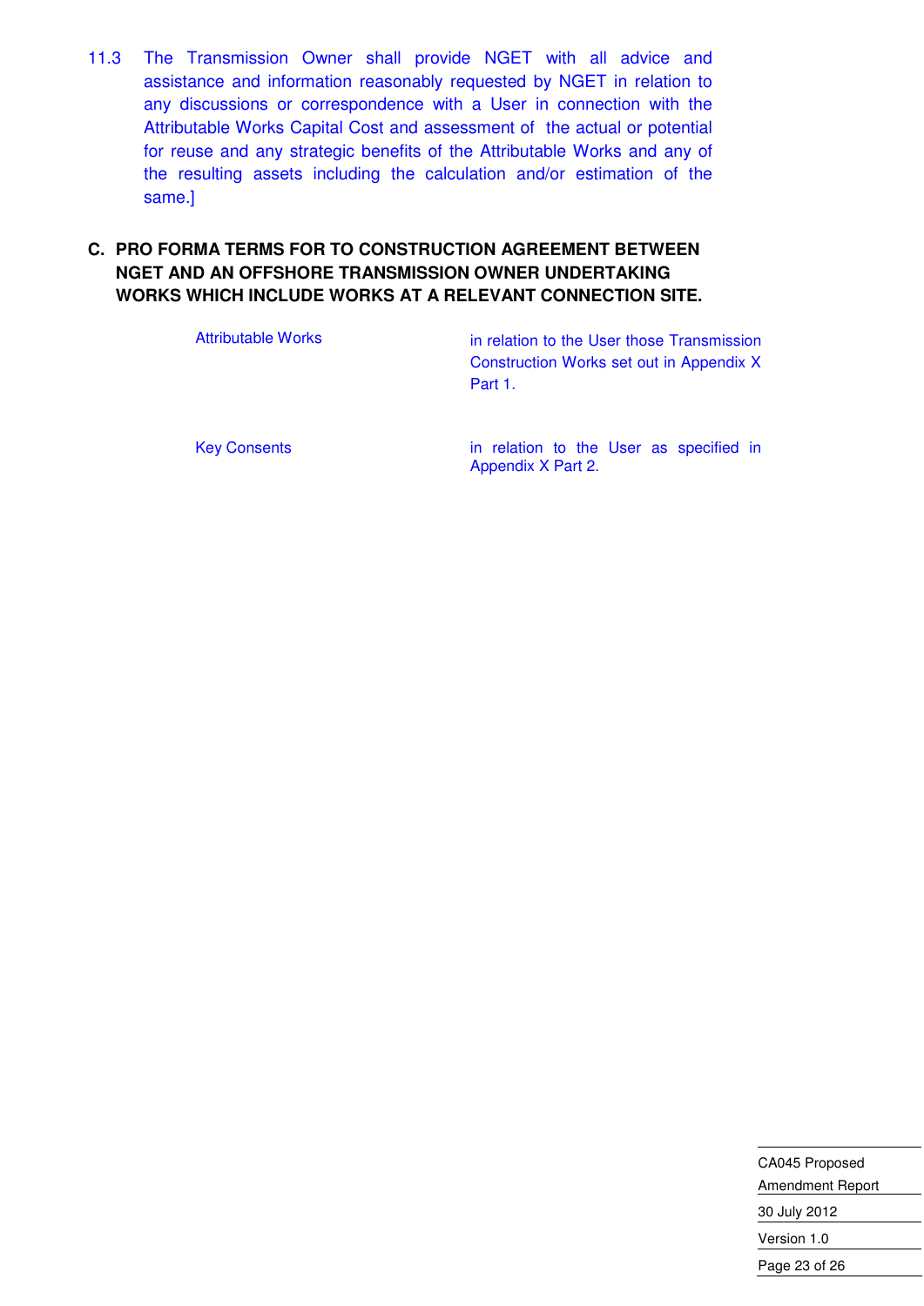11.3 The Transmission Owner shall provide NGET with all advice and assistance and information reasonably requested by NGET in relation to any discussions or correspondence with a User in connection with the Attributable Works Capital Cost and assessment of the actual or potential for reuse and any strategic benefits of the Attributable Works and any of the resulting assets including the calculation and/or estimation of the same.]

**C. PRO FORMA TERMS FOR TO CONSTRUCTION AGREEMENT BETWEEN NGET AND AN OFFSHORE TRANSMISSION OWNER UNDERTAKING WORKS WHICH INCLUDE WORKS AT A RELEVANT CONNECTION SITE.**

| | |
|---|---|
| Attributable Works | in relation to the User those Transmission Construction Works set out in Appendix X Part 1. |
| Key Consents | in relation to the User as specified in Appendix X Part 2. |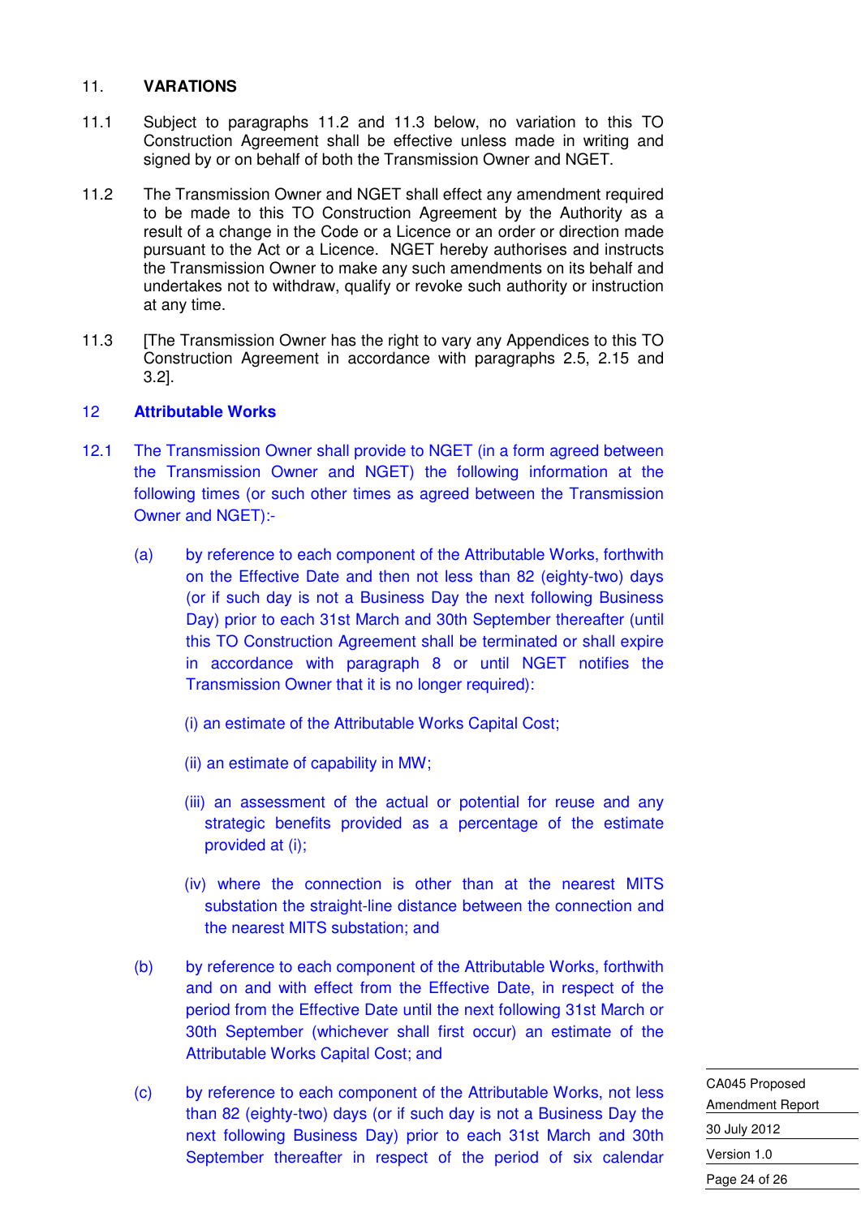## 11. VARATIONS

11.1 Subject to paragraphs 11.2 and 11.3 below, no variation to this TO Construction Agreement shall be effective unless made in writing and signed by or on behalf of both the Transmission Owner and NGET.

11.2 The Transmission Owner and NGET shall effect any amendment required to be made to this TO Construction Agreement by the Authority as a result of a change in the Code or a Licence or an order or direction made pursuant to the Act or a Licence. NGET hereby authorises and instructs the Transmission Owner to make any such amendments on its behalf and undertakes not to withdraw, qualify or revoke such authority or instruction at any time.

11.3 [The Transmission Owner has the right to vary any Appendices to this TO Construction Agreement in accordance with paragraphs 2.5, 2.15 and 3.2].

## 12 Attributable Works

12.1 The Transmission Owner shall provide to NGET (in a form agreed between the Transmission Owner and NGET) the following information at the following times (or such other times as agreed between the Transmission Owner and NGET):-

(a) by reference to each component of the Attributable Works, forthwith on the Effective Date and then not less than 82 (eighty-two) days (or if such day is not a Business Day the next following Business Day) prior to each 31st March and 30th September thereafter (until this TO Construction Agreement shall be terminated or shall expire in accordance with paragraph 8 or until NGET notifies the Transmission Owner that it is no longer required):

(i) an estimate of the Attributable Works Capital Cost;

(ii) an estimate of capability in MW;

(iii) an assessment of the actual or potential for reuse and any strategic benefits provided as a percentage of the estimate provided at (i);

(iv) where the connection is other than at the nearest MITS substation the straight-line distance between the connection and the nearest MITS substation; and

(b) by reference to each component of the Attributable Works, forthwith and on and with effect from the Effective Date, in respect of the period from the Effective Date until the next following 31st March or 30th September (whichever shall first occur) an estimate of the Attributable Works Capital Cost; and

(c) by reference to each component of the Attributable Works, not less than 82 (eighty-two) days (or if such day is not a Business Day the next following Business Day) prior to each 31st March and 30th September thereafter in respect of the period of six calendar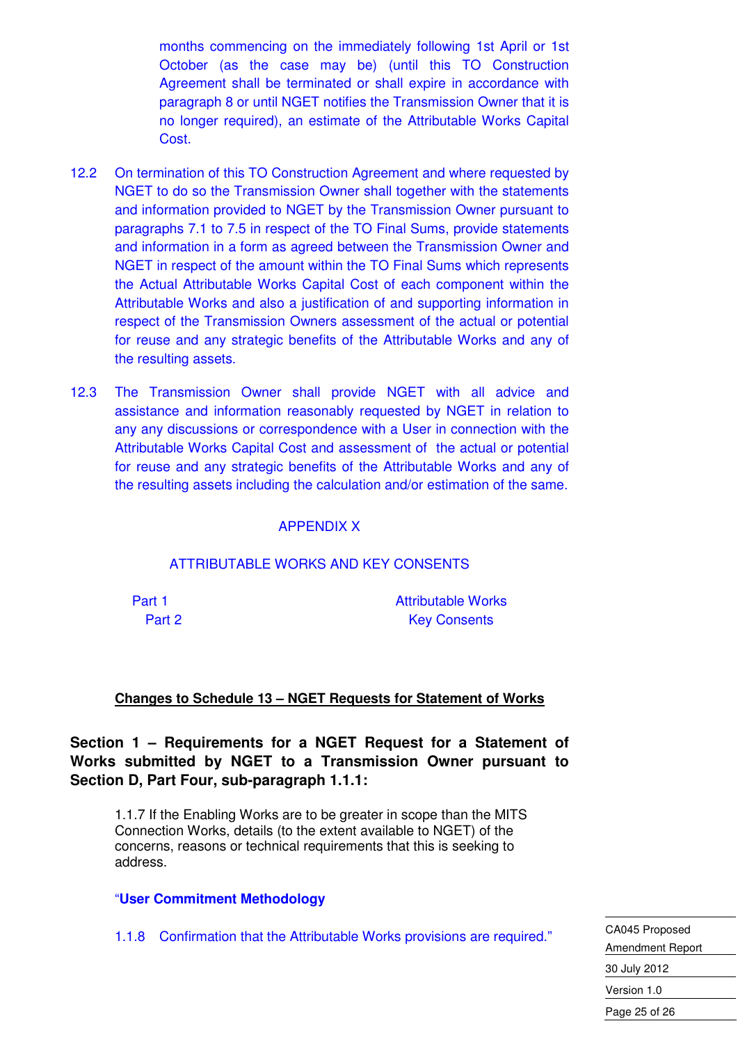months commencing on the immediately following 1st April or 1st October (as the case may be) (until this TO Construction Agreement shall be terminated or shall expire in accordance with paragraph 8 or until NGET notifies the Transmission Owner that it is no longer required), an estimate of the Attributable Works Capital Cost.

12.2 On termination of this TO Construction Agreement and where requested by NGET to do so the Transmission Owner shall together with the statements and information provided to NGET by the Transmission Owner pursuant to paragraphs 7.1 to 7.5 in respect of the TO Final Sums, provide statements and information in a form as agreed between the Transmission Owner and NGET in respect of the amount within the TO Final Sums which represents the Actual Attributable Works Capital Cost of each component within the Attributable Works and also a justification of and supporting information in respect of the Transmission Owners assessment of the actual or potential for reuse and any strategic benefits of the Attributable Works and any of the resulting assets.

12.3 The Transmission Owner shall provide NGET with all advice and assistance and information reasonably requested by NGET in relation to any any discussions or correspondence with a User in connection with the Attributable Works Capital Cost and assessment of the actual or potential for reuse and any strategic benefits of the Attributable Works and any of the resulting assets including the calculation and/or estimation of the same.

APPENDIX X

ATTRIBUTABLE WORKS AND KEY CONSENTS

| | |
|---|---|
| Part 1 | Attributable Works |
| Part 2 | Key Consents |

**Changes to Schedule 13 – NGET Requests for Statement of Works**

**Section 1 – Requirements for a NGET Request for a Statement of Works submitted by NGET to a Transmission Owner pursuant to Section D, Part Four, sub-paragraph 1.1.1:**

1.1.7 If the Enabling Works are to be greater in scope than the MITS Connection Works, details (to the extent available to NGET) of the concerns, reasons or technical requirements that this is seeking to address.

"**User Commitment Methodology**

1.1.8 Confirmation that the Attributable Works provisions are required."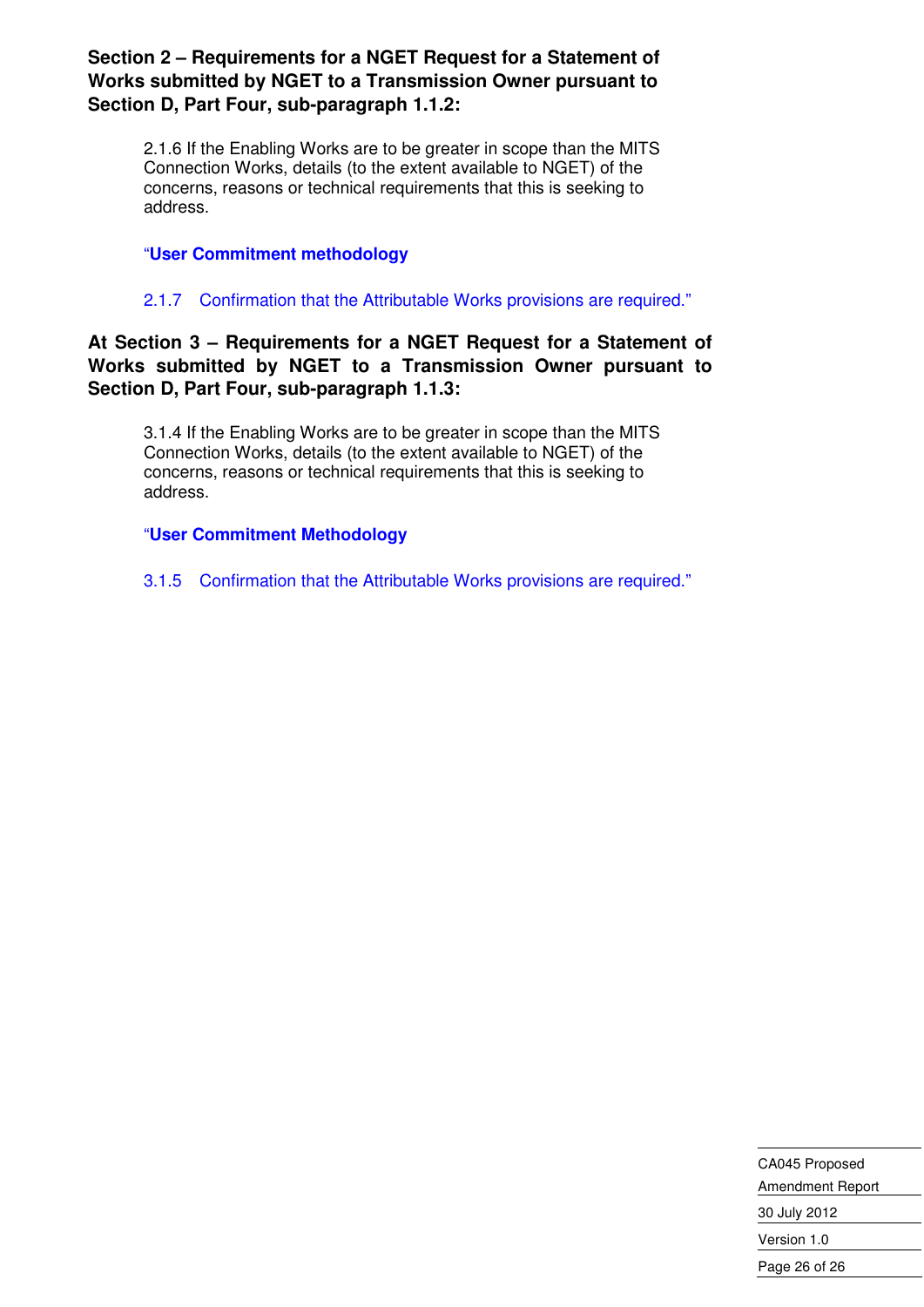**Section 2 – Requirements for a NGET Request for a Statement of Works submitted by NGET to a Transmission Owner pursuant to Section D, Part Four, sub-paragraph 1.1.2:**

2.1.6 If the Enabling Works are to be greater in scope than the MITS Connection Works, details (to the extent available to NGET) of the concerns, reasons or technical requirements that this is seeking to address.

"**User Commitment methodology**

2.1.7 Confirmation that the Attributable Works provisions are required."

**At Section 3 – Requirements for a NGET Request for a Statement of Works submitted by NGET to a Transmission Owner pursuant to Section D, Part Four, sub-paragraph 1.1.3:**

3.1.4 If the Enabling Works are to be greater in scope than the MITS Connection Works, details (to the extent available to NGET) of the concerns, reasons or technical requirements that this is seeking to address.

"**User Commitment Methodology**

3.1.5 Confirmation that the Attributable Works provisions are required."